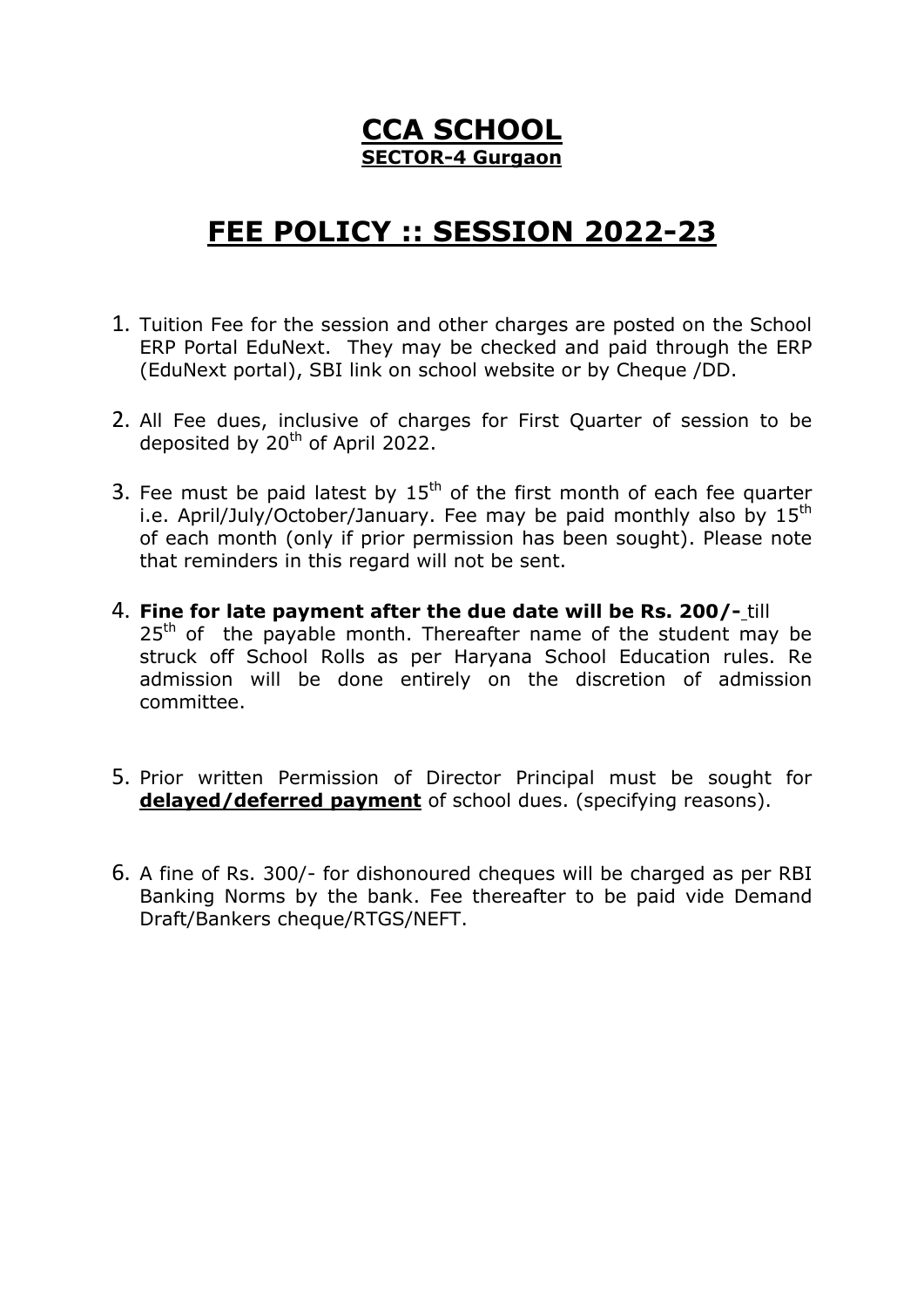# CCA SCHOOL

## SECTOR-4 Gurgaon

# FEE POLICY :: SESSION 2022-23

1. Tuition Fee for the session and other charges are posted on the School ERP Portal EduNext. They may be checked and paid through the ERP (EduNext portal), SBI link on school website or by Cheque /DD.

2. All Fee dues, inclusive of charges for First Quarter of session to be deposited by 20th of April 2022.

3. Fee must be paid latest by 15th of the first month of each fee quarter i.e. April/July/October/January. Fee may be paid monthly also by 15th of each month (only if prior permission has been sought). Please note that reminders in this regard will not be sent.

4. **Fine for late payment after the due date will be Rs. 200/-** till 25th of the payable month. Thereafter name of the student may be struck off School Rolls as per Haryana School Education rules. Re admission will be done entirely on the discretion of admission committee.

5. Prior written Permission of Director Principal must be sought for **delayed/deferred payment** of school dues. (specifying reasons).

6. A fine of Rs. 300/- for dishonoured cheques will be charged as per RBI Banking Norms by the bank. Fee thereafter to be paid vide Demand Draft/Bankers cheque/RTGS/NEFT.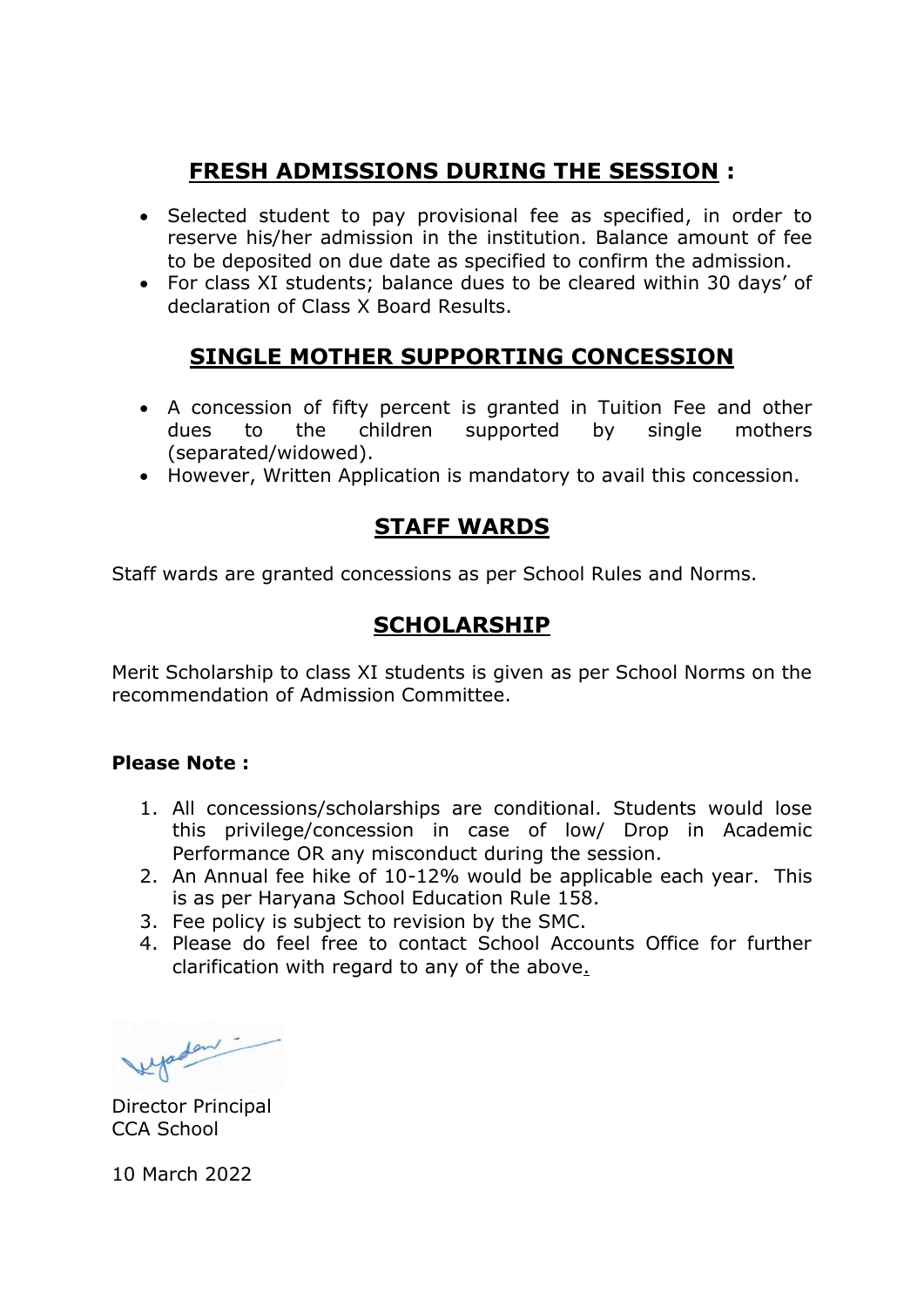## **FRESH ADMISSIONS DURING THE SESSION :**

- Selected student to pay provisional fee as specified, in order to reserve his/her admission in the institution. Balance amount of fee to be deposited on due date as specified to confirm the admission.
- For class XI students; balance dues to be cleared within 30 days' of declaration of Class X Board Results.

## **SINGLE MOTHER SUPPORTING CONCESSION**

- A concession of fifty percent is granted in Tuition Fee and other dues to the children supported by single mothers (separated/widowed).
- However, Written Application is mandatory to avail this concession.

## **STAFF WARDS**

Staff wards are granted concessions as per School Rules and Norms.

## **SCHOLARSHIP**

Merit Scholarship to class XI students is given as per School Norms on the recommendation of Admission Committee.

**Please Note :**

1. All concessions/scholarships are conditional. Students would lose this privilege/concession in case of low/ Drop in Academic Performance OR any misconduct during the session.
2. An Annual fee hike of 10-12% would be applicable each year. This is as per Haryana School Education Rule 158.
3. Fee policy is subject to revision by the SMC.
4. Please do feel free to contact School Accounts Office for further clarification with regard to any of the above.

Director Principal
CCA School

10 March 2022